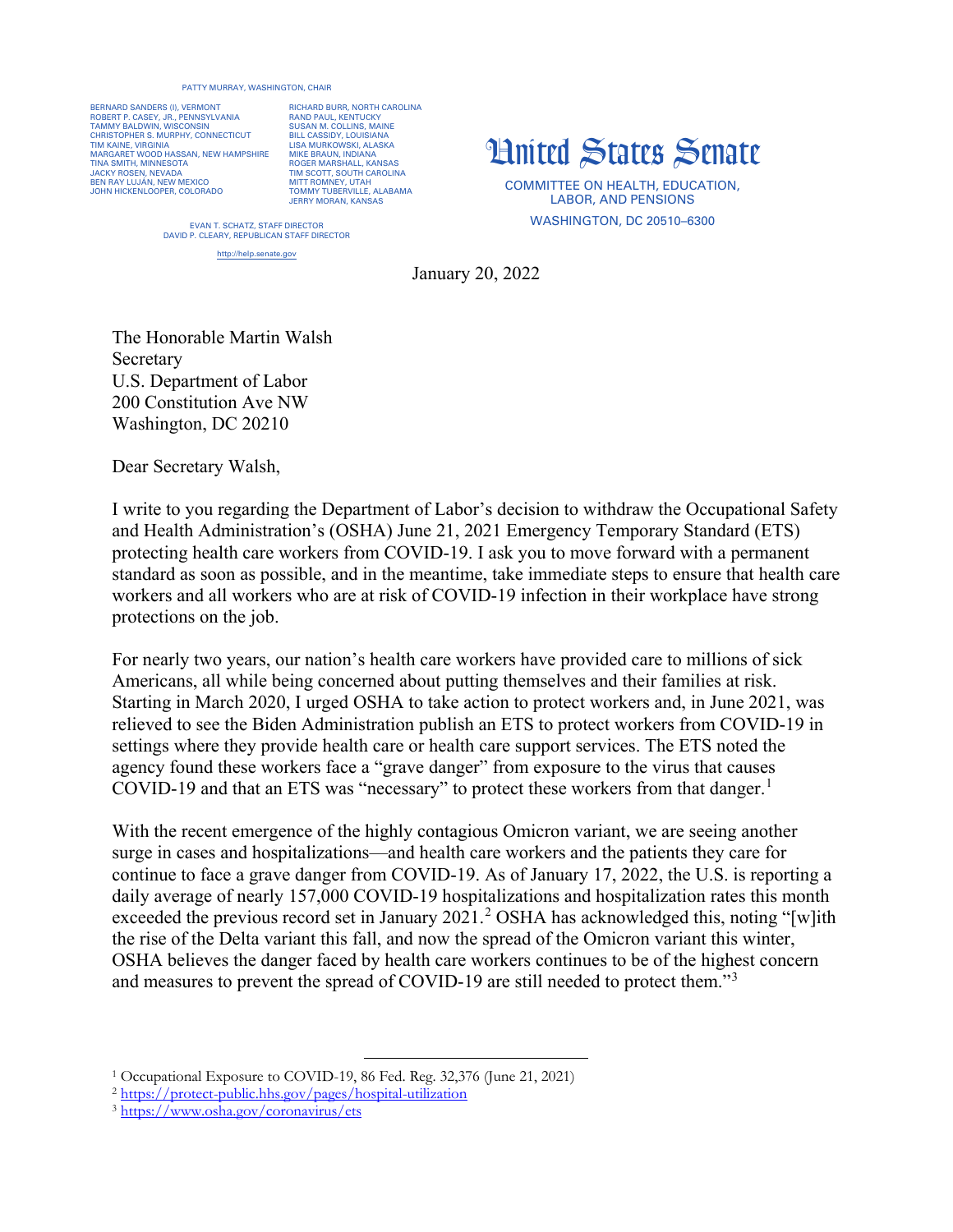PATTY MURRAY, WASHINGTON, CHAIR

BERNARD SANDERS (I), VERMONT
ROBERT P. CASEY, JR., PENNSYLVANIA
TAMMY BALDWIN, WISCONSIN
CHRISTOPHER S. MURPHY, CONNECTICUT
TIM KAINE, VIRGINIA
MARGARET WOOD HASSAN, NEW HAMPSHIRE
TINA SMITH, MINNESOTA
JACKY ROSEN, NEVADA
BEN RAY LUJÁN, NEW MEXICO
JOHN HICKENLOOPER, COLORADO

RICHARD BURR, NORTH CAROLINA
RAND PAUL, KENTUCKY
SUSAN M. COLLINS, MAINE
BILL CASSIDY, LOUISIANA
LISA MURKOWSKI, ALASKA
MIKE BRAUN, INDIANA
ROGER MARSHALL, KANSAS
TIM SCOTT, SOUTH CAROLINA
MITT ROMNEY, UTAH
TOMMY TUBERVILLE, ALABAMA
JERRY MORAN, KANSAS

EVAN T. SCHATZ, STAFF DIRECTOR
DAVID P. CLEARY, REPUBLICAN STAFF DIRECTOR

http://help.senate.gov

# United States Senate

COMMITTEE ON HEALTH, EDUCATION, LABOR, AND PENSIONS

WASHINGTON, DC 20510–6300

January 20, 2022

The Honorable Martin Walsh
Secretary
U.S. Department of Labor
200 Constitution Ave NW
Washington, DC 20210

Dear Secretary Walsh,

I write to you regarding the Department of Labor's decision to withdraw the Occupational Safety and Health Administration's (OSHA) June 21, 2021 Emergency Temporary Standard (ETS) protecting health care workers from COVID-19. I ask you to move forward with a permanent standard as soon as possible, and in the meantime, take immediate steps to ensure that health care workers and all workers who are at risk of COVID-19 infection in their workplace have strong protections on the job.

For nearly two years, our nation's health care workers have provided care to millions of sick Americans, all while being concerned about putting themselves and their families at risk. Starting in March 2020, I urged OSHA to take action to protect workers and, in June 2021, was relieved to see the Biden Administration publish an ETS to protect workers from COVID-19 in settings where they provide health care or health care support services. The ETS noted the agency found these workers face a "grave danger" from exposure to the virus that causes COVID-19 and that an ETS was "necessary" to protect these workers from that danger.[1]

With the recent emergence of the highly contagious Omicron variant, we are seeing another surge in cases and hospitalizations—and health care workers and the patients they care for continue to face a grave danger from COVID-19. As of January 17, 2022, the U.S. is reporting a daily average of nearly 157,000 COVID-19 hospitalizations and hospitalization rates this month exceeded the previous record set in January 2021.[2] OSHA has acknowledged this, noting "[w]ith the rise of the Delta variant this fall, and now the spread of the Omicron variant this winter, OSHA believes the danger faced by health care workers continues to be of the highest concern and measures to prevent the spread of COVID-19 are still needed to protect them."[3]

---

[1] Occupational Exposure to COVID-19, 86 Fed. Reg. 32,376 (June 21, 2021)

[2] https://protect-public.hhs.gov/pages/hospital-utilization

[3] https://www.osha.gov/coronavirus/ets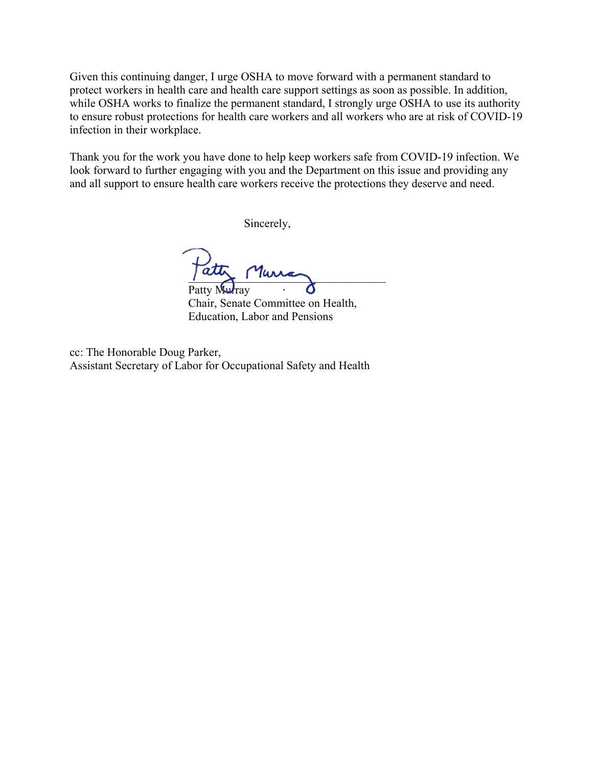Given this continuing danger, I urge OSHA to move forward with a permanent standard to protect workers in health care and health care support settings as soon as possible. In addition, while OSHA works to finalize the permanent standard, I strongly urge OSHA to use its authority to ensure robust protections for health care workers and all workers who are at risk of COVID-19 infection in their workplace.

Thank you for the work you have done to help keep workers safe from COVID-19 infection. We look forward to further engaging with you and the Department on this issue and providing any and all support to ensure health care workers receive the protections they deserve and need.

Sincerely,

Patty Murray
Chair, Senate Committee on Health, Education, Labor and Pensions

cc: The Honorable Doug Parker,
Assistant Secretary of Labor for Occupational Safety and Health